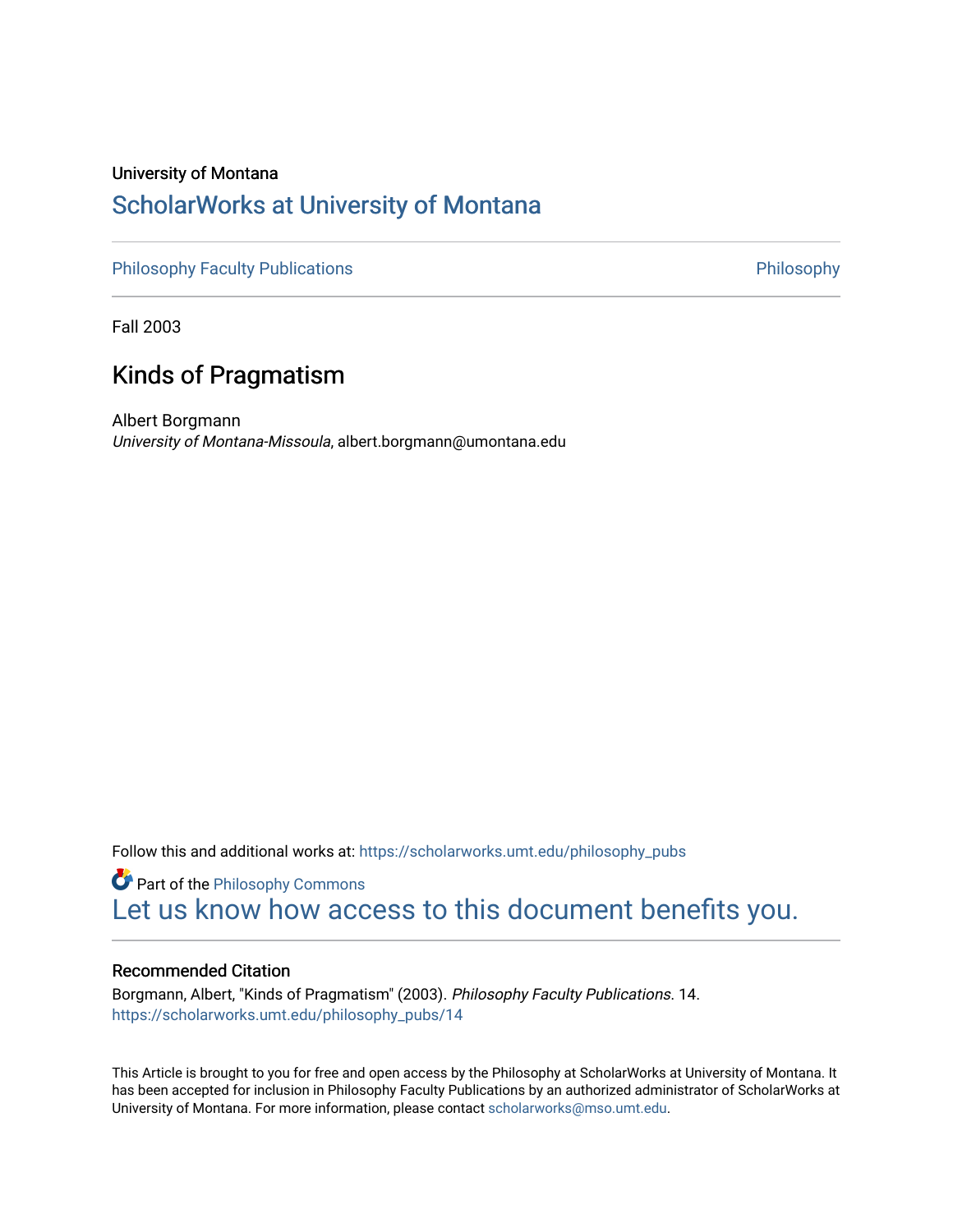University of Montana

# ScholarWorks at University of Montana

Philosophy Faculty Publications | Philosophy

Fall 2003

## Kinds of Pragmatism

Albert Borgmann

*University of Montana-Missoula*, albert.borgmann@umontana.edu

Follow this and additional works at: https://scholarworks.umt.edu/philosophy_pubs

Part of the Philosophy Commons

Let us know how access to this document benefits you.

### Recommended Citation

Borgmann, Albert, "Kinds of Pragmatism" (2003). *Philosophy Faculty Publications*. 14. https://scholarworks.umt.edu/philosophy_pubs/14

This Article is brought to you for free and open access by the Philosophy at ScholarWorks at University of Montana. It has been accepted for inclusion in Philosophy Faculty Publications by an authorized administrator of ScholarWorks at University of Montana. For more information, please contact scholarworks@mso.umt.edu.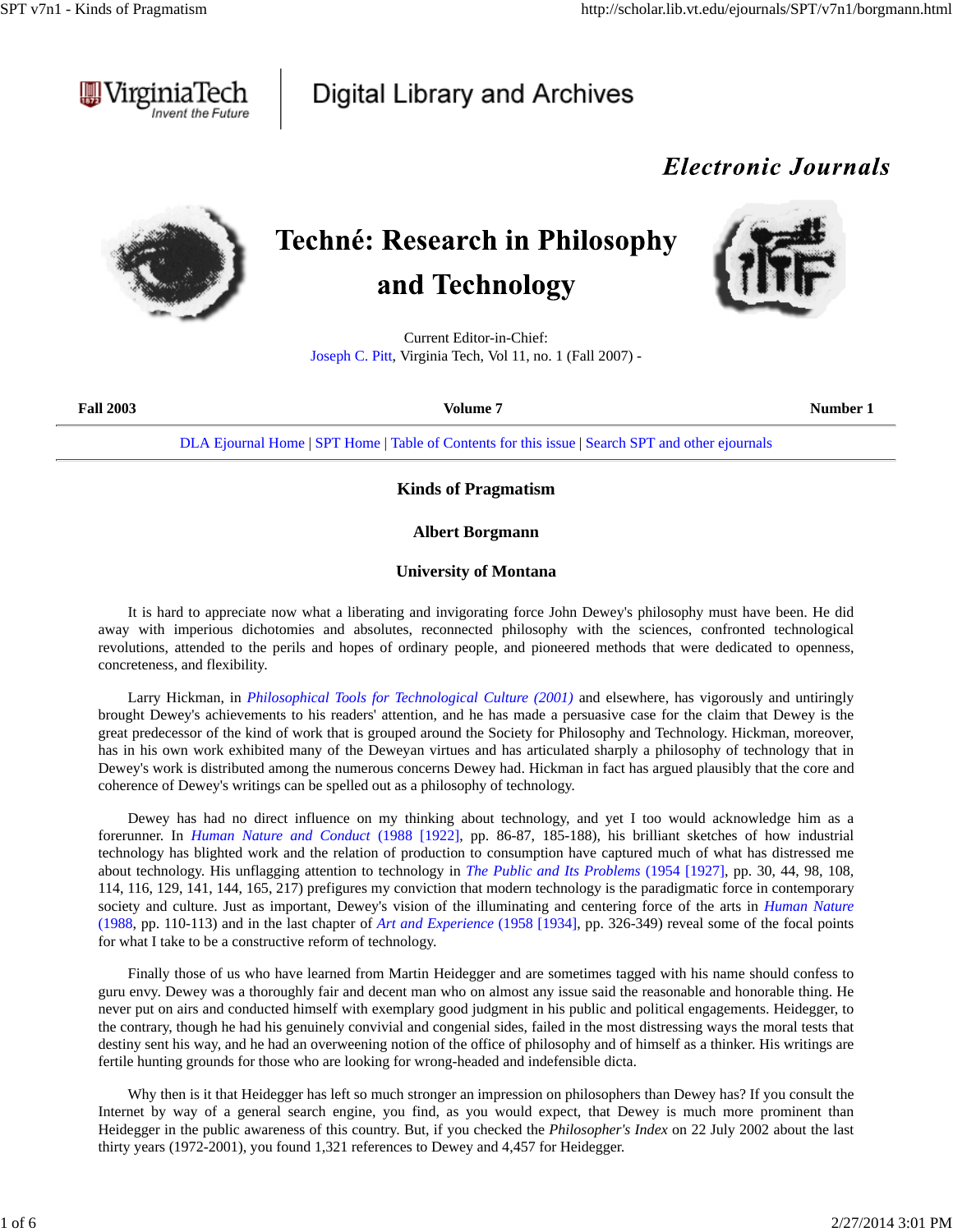Techné: Research in Philosophy and Technology

Current Editor-in-Chief:
Joseph C. Pitt, Virginia Tech, Vol 11, no. 1 (Fall 2007) -

**Fall 2003** **Volume 7** **Number 1**

DLA Ejournal Home | SPT Home | Table of Contents for this issue | Search SPT and other ejournals

# Kinds of Pragmatism

**Albert Borgmann**

**University of Montana**

It is hard to appreciate now what a liberating and invigorating force John Dewey's philosophy must have been. He did away with imperious dichotomies and absolutes, reconnected philosophy with the sciences, confronted technological revolutions, attended to the perils and hopes of ordinary people, and pioneered methods that were dedicated to openness, concreteness, and flexibility.

Larry Hickman, in *Philosophical Tools for Technological Culture (2001)* and elsewhere, has vigorously and untiringly brought Dewey's achievements to his readers' attention, and he has made a persuasive case for the claim that Dewey is the great predecessor of the kind of work that is grouped around the Society for Philosophy and Technology. Hickman, moreover, has in his own work exhibited many of the Deweyan virtues and has articulated sharply a philosophy of technology that in Dewey's work is distributed among the numerous concerns Dewey had. Hickman in fact has argued plausibly that the core and coherence of Dewey's writings can be spelled out as a philosophy of technology.

Dewey has had no direct influence on my thinking about technology, and yet I too would acknowledge him as a forerunner. In *Human Nature and Conduct* (1988 [1922], pp. 86-87, 185-188), his brilliant sketches of how industrial technology has blighted work and the relation of production to consumption have captured much of what has distressed me about technology. His unflagging attention to technology in *The Public and Its Problems* (1954 [1927], pp. 30, 44, 98, 108, 114, 116, 129, 141, 144, 165, 217) prefigures my conviction that modern technology is the paradigmatic force in contemporary society and culture. Just as important, Dewey's vision of the illuminating and centering force of the arts in *Human Nature* (1988, pp. 110-113) and in the last chapter of *Art and Experience* (1958 [1934], pp. 326-349) reveal some of the focal points for what I take to be a constructive reform of technology.

Finally those of us who have learned from Martin Heidegger and are sometimes tagged with his name should confess to guru envy. Dewey was a thoroughly fair and decent man who on almost any issue said the reasonable and honorable thing. He never put on airs and conducted himself with exemplary good judgment in his public and political engagements. Heidegger, to the contrary, though he had his genuinely convivial and congenial sides, failed in the most distressing ways the moral tests that destiny sent his way, and he had an overweening notion of the office of philosophy and of himself as a thinker. His writings are fertile hunting grounds for those who are looking for wrong-headed and indefensible dicta.

Why then is it that Heidegger has left so much stronger an impression on philosophers than Dewey has? If you consult the Internet by way of a general search engine, you find, as you would expect, that Dewey is much more prominent than Heidegger in the public awareness of this country. But, if you checked the *Philosopher's Index* on 22 July 2002 about the last thirty years (1972-2001), you found 1,321 references to Dewey and 4,457 for Heidegger.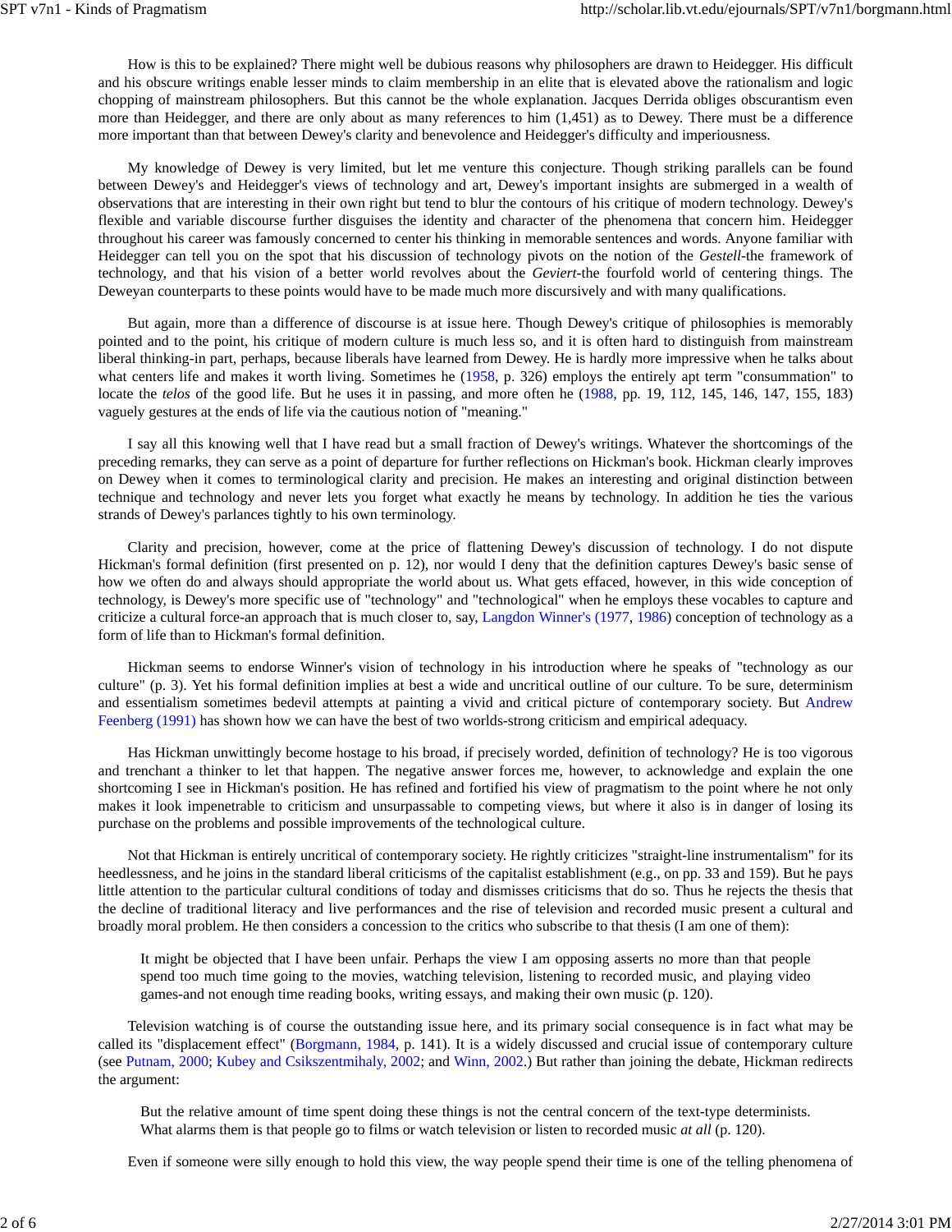How is this to be explained? There might well be dubious reasons why philosophers are drawn to Heidegger. His difficult and his obscure writings enable lesser minds to claim membership in an elite that is elevated above the rationalism and logic chopping of mainstream philosophers. But this cannot be the whole explanation. Jacques Derrida obliges obscurantism even more than Heidegger, and there are only about as many references to him (1,451) as to Dewey. There must be a difference more important than that between Dewey's clarity and benevolence and Heidegger's difficulty and imperiousness.

My knowledge of Dewey is very limited, but let me venture this conjecture. Though striking parallels can be found between Dewey's and Heidegger's views of technology and art, Dewey's important insights are submerged in a wealth of observations that are interesting in their own right but tend to blur the contours of his critique of modern technology. Dewey's flexible and variable discourse further disguises the identity and character of the phenomena that concern him. Heidegger throughout his career was famously concerned to center his thinking in memorable sentences and words. Anyone familiar with Heidegger can tell you on the spot that his discussion of technology pivots on the notion of the *Gestell*-the framework of technology, and that his vision of a better world revolves about the *Geviert*-the fourfold world of centering things. The Deweyan counterparts to these points would have to be made much more discursively and with many qualifications.

But again, more than a difference of discourse is at issue here. Though Dewey's critique of philosophies is memorably pointed and to the point, his critique of modern culture is much less so, and it is often hard to distinguish from mainstream liberal thinking-in part, perhaps, because liberals have learned from Dewey. He is hardly more impressive when he talks about what centers life and makes it worth living. Sometimes he (1958, p. 326) employs the entirely apt term "consummation" to locate the *telos* of the good life. But he uses it in passing, and more often he (1988, pp. 19, 112, 145, 146, 147, 155, 183) vaguely gestures at the ends of life via the cautious notion of "meaning."

I say all this knowing well that I have read but a small fraction of Dewey's writings. Whatever the shortcomings of the preceding remarks, they can serve as a point of departure for further reflections on Hickman's book. Hickman clearly improves on Dewey when it comes to terminological clarity and precision. He makes an interesting and original distinction between technique and technology and never lets you forget what exactly he means by technology. In addition he ties the various strands of Dewey's parlances tightly to his own terminology.

Clarity and precision, however, come at the price of flattening Dewey's discussion of technology. I do not dispute Hickman's formal definition (first presented on p. 12), nor would I deny that the definition captures Dewey's basic sense of how we often do and always should appropriate the world about us. What gets effaced, however, in this wide conception of technology, is Dewey's more specific use of "technology" and "technological" when he employs these vocables to capture and criticize a cultural force-an approach that is much closer to, say, Langdon Winner's (1977, 1986) conception of technology as a form of life than to Hickman's formal definition.

Hickman seems to endorse Winner's vision of technology in his introduction where he speaks of "technology as our culture" (p. 3). Yet his formal definition implies at best a wide and uncritical outline of our culture. To be sure, determinism and essentialism sometimes bedevil attempts at painting a vivid and critical picture of contemporary society. But Andrew Feenberg (1991) has shown how we can have the best of two worlds-strong criticism and empirical adequacy.

Has Hickman unwittingly become hostage to his broad, if precisely worded, definition of technology? He is too vigorous and trenchant a thinker to let that happen. The negative answer forces me, however, to acknowledge and explain the one shortcoming I see in Hickman's position. He has refined and fortified his view of pragmatism to the point where he not only makes it look impenetrable to criticism and unsurpassable to competing views, but where it also is in danger of losing its purchase on the problems and possible improvements of the technological culture.

Not that Hickman is entirely uncritical of contemporary society. He rightly criticizes "straight-line instrumentalism" for its heedlessness, and he joins in the standard liberal criticisms of the capitalist establishment (e.g., on pp. 33 and 159). But he pays little attention to the particular cultural conditions of today and dismisses criticisms that do so. Thus he rejects the thesis that the decline of traditional literacy and live performances and the rise of television and recorded music present a cultural and broadly moral problem. He then considers a concession to the critics who subscribe to that thesis (I am one of them):

> It might be objected that I have been unfair. Perhaps the view I am opposing asserts no more than that people spend too much time going to the movies, watching television, listening to recorded music, and playing video games-and not enough time reading books, writing essays, and making their own music (p. 120).

Television watching is of course the outstanding issue here, and its primary social consequence is in fact what may be called its "displacement effect" (Borgmann, 1984, p. 141). It is a widely discussed and crucial issue of contemporary culture (see Putnam, 2000; Kubey and Csikszentmihaly, 2002; and Winn, 2002.) But rather than joining the debate, Hickman redirects the argument:

> But the relative amount of time spent doing these things is not the central concern of the text-type determinists. What alarms them is that people go to films or watch television or listen to recorded music *at all* (p. 120).

Even if someone were silly enough to hold this view, the way people spend their time is one of the telling phenomena of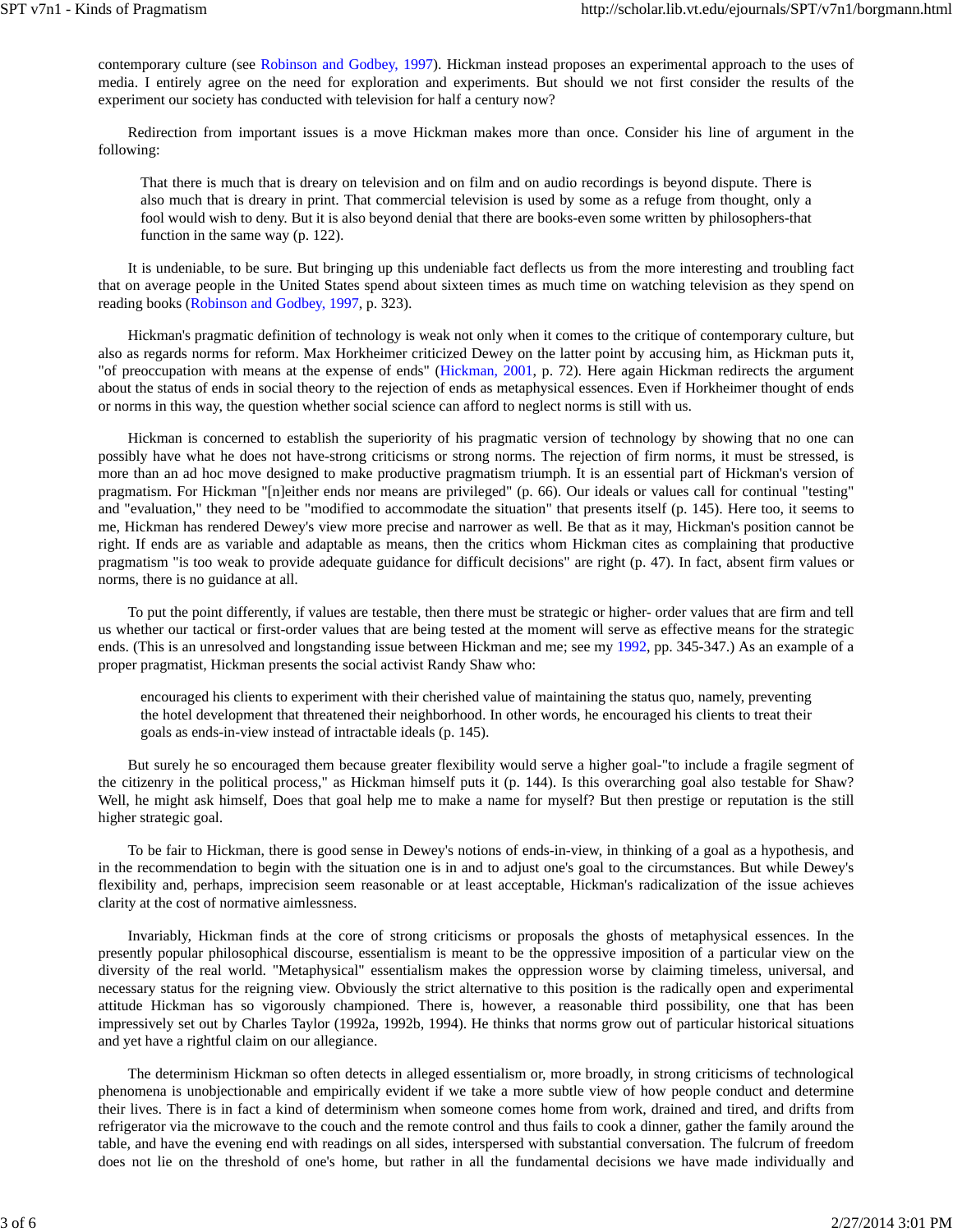contemporary culture (see Robinson and Godbey, 1997). Hickman instead proposes an experimental approach to the uses of media. I entirely agree on the need for exploration and experiments. But should we not first consider the results of the experiment our society has conducted with television for half a century now?

Redirection from important issues is a move Hickman makes more than once. Consider his line of argument in the following:

> That there is much that is dreary on television and on film and on audio recordings is beyond dispute. There is also much that is dreary in print. That commercial television is used by some as a refuge from thought, only a fool would wish to deny. But it is also beyond denial that there are books-even some written by philosophers-that function in the same way (p. 122).

It is undeniable, to be sure. But bringing up this undeniable fact deflects us from the more interesting and troubling fact that on average people in the United States spend about sixteen times as much time on watching television as they spend on reading books (Robinson and Godbey, 1997, p. 323).

Hickman's pragmatic definition of technology is weak not only when it comes to the critique of contemporary culture, but also as regards norms for reform. Max Horkheimer criticized Dewey on the latter point by accusing him, as Hickman puts it, "of preoccupation with means at the expense of ends" (Hickman, 2001, p. 72). Here again Hickman redirects the argument about the status of ends in social theory to the rejection of ends as metaphysical essences. Even if Horkheimer thought of ends or norms in this way, the question whether social science can afford to neglect norms is still with us.

Hickman is concerned to establish the superiority of his pragmatic version of technology by showing that no one can possibly have what he does not have-strong criticisms or strong norms. The rejection of firm norms, it must be stressed, is more than an ad hoc move designed to make productive pragmatism triumph. It is an essential part of Hickman's version of pragmatism. For Hickman "[n]either ends nor means are privileged" (p. 66). Our ideals or values call for continual "testing" and "evaluation," they need to be "modified to accommodate the situation" that presents itself (p. 145). Here too, it seems to me, Hickman has rendered Dewey's view more precise and narrower as well. Be that as it may, Hickman's position cannot be right. If ends are as variable and adaptable as means, then the critics whom Hickman cites as complaining that productive pragmatism "is too weak to provide adequate guidance for difficult decisions" are right (p. 47). In fact, absent firm values or norms, there is no guidance at all.

To put the point differently, if values are testable, then there must be strategic or higher- order values that are firm and tell us whether our tactical or first-order values that are being tested at the moment will serve as effective means for the strategic ends. (This is an unresolved and longstanding issue between Hickman and me; see my 1992, pp. 345-347.) As an example of a proper pragmatist, Hickman presents the social activist Randy Shaw who:

> encouraged his clients to experiment with their cherished value of maintaining the status quo, namely, preventing the hotel development that threatened their neighborhood. In other words, he encouraged his clients to treat their goals as ends-in-view instead of intractable ideals (p. 145).

But surely he so encouraged them because greater flexibility would serve a higher goal-"to include a fragile segment of the citizenry in the political process," as Hickman himself puts it (p. 144). Is this overarching goal also testable for Shaw? Well, he might ask himself, Does that goal help me to make a name for myself? But then prestige or reputation is the still higher strategic goal.

To be fair to Hickman, there is good sense in Dewey's notions of ends-in-view, in thinking of a goal as a hypothesis, and in the recommendation to begin with the situation one is in and to adjust one's goal to the circumstances. But while Dewey's flexibility and, perhaps, imprecision seem reasonable or at least acceptable, Hickman's radicalization of the issue achieves clarity at the cost of normative aimlessness.

Invariably, Hickman finds at the core of strong criticisms or proposals the ghosts of metaphysical essences. In the presently popular philosophical discourse, essentialism is meant to be the oppressive imposition of a particular view on the diversity of the real world. "Metaphysical" essentialism makes the oppression worse by claiming timeless, universal, and necessary status for the reigning view. Obviously the strict alternative to this position is the radically open and experimental attitude Hickman has so vigorously championed. There is, however, a reasonable third possibility, one that has been impressively set out by Charles Taylor (1992a, 1992b, 1994). He thinks that norms grow out of particular historical situations and yet have a rightful claim on our allegiance.

The determinism Hickman so often detects in alleged essentialism or, more broadly, in strong criticisms of technological phenomena is unobjectionable and empirically evident if we take a more subtle view of how people conduct and determine their lives. There is in fact a kind of determinism when someone comes home from work, drained and tired, and drifts from refrigerator via the microwave to the couch and the remote control and thus fails to cook a dinner, gather the family around the table, and have the evening end with readings on all sides, interspersed with substantial conversation. The fulcrum of freedom does not lie on the threshold of one's home, but rather in all the fundamental decisions we have made individually and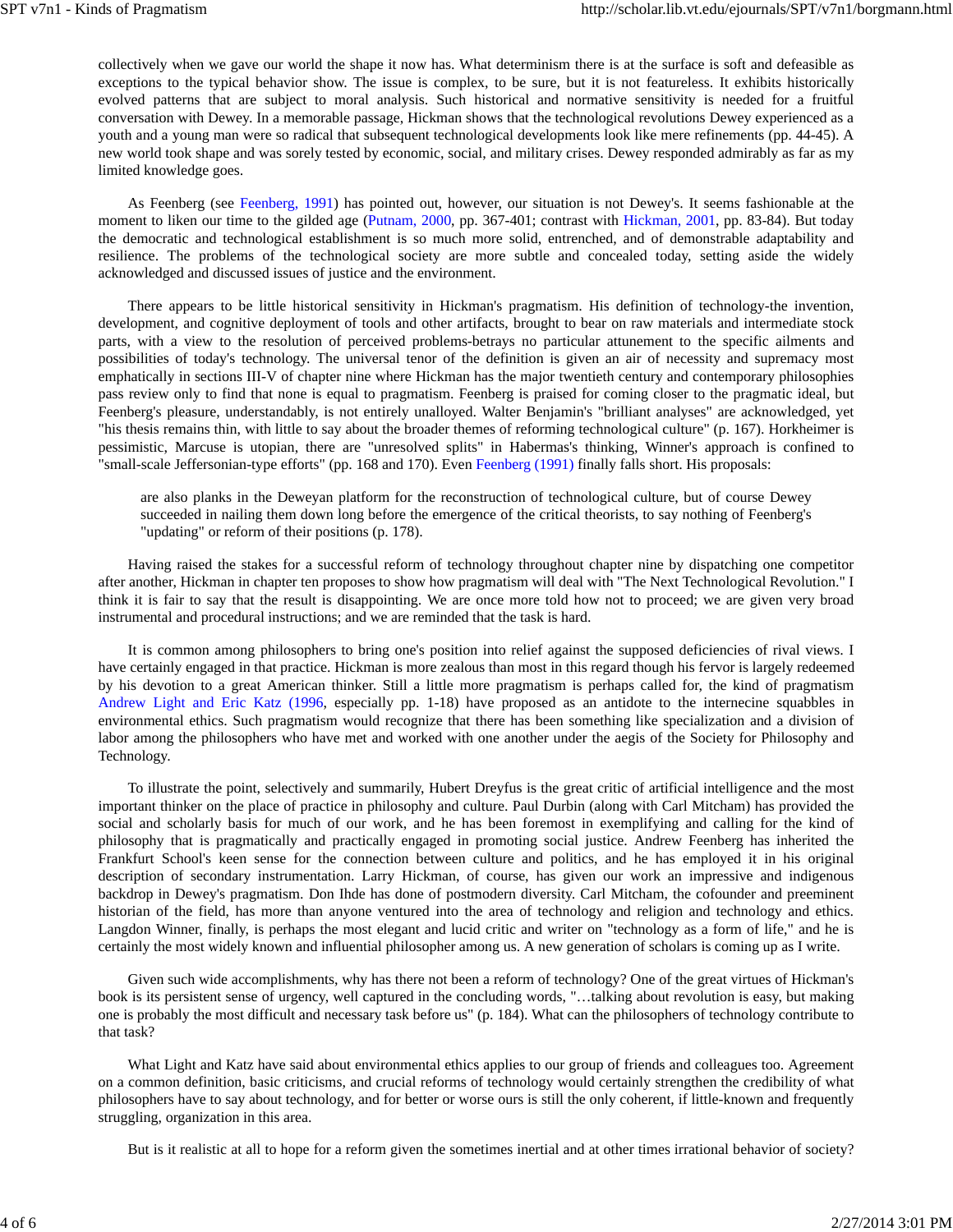collectively when we gave our world the shape it now has. What determinism there is at the surface is soft and defeasible as exceptions to the typical behavior show. The issue is complex, to be sure, but it is not featureless. It exhibits historically evolved patterns that are subject to moral analysis. Such historical and normative sensitivity is needed for a fruitful conversation with Dewey. In a memorable passage, Hickman shows that the technological revolutions Dewey experienced as a youth and a young man were so radical that subsequent technological developments look like mere refinements (pp. 44-45). A new world took shape and was sorely tested by economic, social, and military crises. Dewey responded admirably as far as my limited knowledge goes.

As Feenberg (see Feenberg, 1991) has pointed out, however, our situation is not Dewey's. It seems fashionable at the moment to liken our time to the gilded age (Putnam, 2000, pp. 367-401; contrast with Hickman, 2001, pp. 83-84). But today the democratic and technological establishment is so much more solid, entrenched, and of demonstrable adaptability and resilience. The problems of the technological society are more subtle and concealed today, setting aside the widely acknowledged and discussed issues of justice and the environment.

There appears to be little historical sensitivity in Hickman's pragmatism. His definition of technology-the invention, development, and cognitive deployment of tools and other artifacts, brought to bear on raw materials and intermediate stock parts, with a view to the resolution of perceived problems-betrays no particular attunement to the specific ailments and possibilities of today's technology. The universal tenor of the definition is given an air of necessity and supremacy most emphatically in sections III-V of chapter nine where Hickman has the major twentieth century and contemporary philosophies pass review only to find that none is equal to pragmatism. Feenberg is praised for coming closer to the pragmatic ideal, but Feenberg's pleasure, understandably, is not entirely unalloyed. Walter Benjamin's "brilliant analyses" are acknowledged, yet "his thesis remains thin, with little to say about the broader themes of reforming technological culture" (p. 167). Horkheimer is pessimistic, Marcuse is utopian, there are "unresolved splits" in Habermas's thinking, Winner's approach is confined to "small-scale Jeffersonian-type efforts" (pp. 168 and 170). Even Feenberg (1991) finally falls short. His proposals:

> are also planks in the Deweyan platform for the reconstruction of technological culture, but of course Dewey succeeded in nailing them down long before the emergence of the critical theorists, to say nothing of Feenberg's "updating" or reform of their positions (p. 178).

Having raised the stakes for a successful reform of technology throughout chapter nine by dispatching one competitor after another, Hickman in chapter ten proposes to show how pragmatism will deal with "The Next Technological Revolution." I think it is fair to say that the result is disappointing. We are once more told how not to proceed; we are given very broad instrumental and procedural instructions; and we are reminded that the task is hard.

It is common among philosophers to bring one's position into relief against the supposed deficiencies of rival views. I have certainly engaged in that practice. Hickman is more zealous than most in this regard though his fervor is largely redeemed by his devotion to a great American thinker. Still a little more pragmatism is perhaps called for, the kind of pragmatism Andrew Light and Eric Katz (1996, especially pp. 1-18) have proposed as an antidote to the internecine squabbles in environmental ethics. Such pragmatism would recognize that there has been something like specialization and a division of labor among the philosophers who have met and worked with one another under the aegis of the Society for Philosophy and Technology.

To illustrate the point, selectively and summarily, Hubert Dreyfus is the great critic of artificial intelligence and the most important thinker on the place of practice in philosophy and culture. Paul Durbin (along with Carl Mitcham) has provided the social and scholarly basis for much of our work, and he has been foremost in exemplifying and calling for the kind of philosophy that is pragmatically and practically engaged in promoting social justice. Andrew Feenberg has inherited the Frankfurt School's keen sense for the connection between culture and politics, and he has employed it in his original description of secondary instrumentation. Larry Hickman, of course, has given our work an impressive and indigenous backdrop in Dewey's pragmatism. Don Ihde has done of postmodern diversity. Carl Mitcham, the cofounder and preeminent historian of the field, has more than anyone ventured into the area of technology and religion and technology and ethics. Langdon Winner, finally, is perhaps the most elegant and lucid critic and writer on "technology as a form of life," and he is certainly the most widely known and influential philosopher among us. A new generation of scholars is coming up as I write.

Given such wide accomplishments, why has there not been a reform of technology? One of the great virtues of Hickman's book is its persistent sense of urgency, well captured in the concluding words, "…talking about revolution is easy, but making one is probably the most difficult and necessary task before us" (p. 184). What can the philosophers of technology contribute to that task?

What Light and Katz have said about environmental ethics applies to our group of friends and colleagues too. Agreement on a common definition, basic criticisms, and crucial reforms of technology would certainly strengthen the credibility of what philosophers have to say about technology, and for better or worse ours is still the only coherent, if little-known and frequently struggling, organization in this area.

But is it realistic at all to hope for a reform given the sometimes inertial and at other times irrational behavior of society?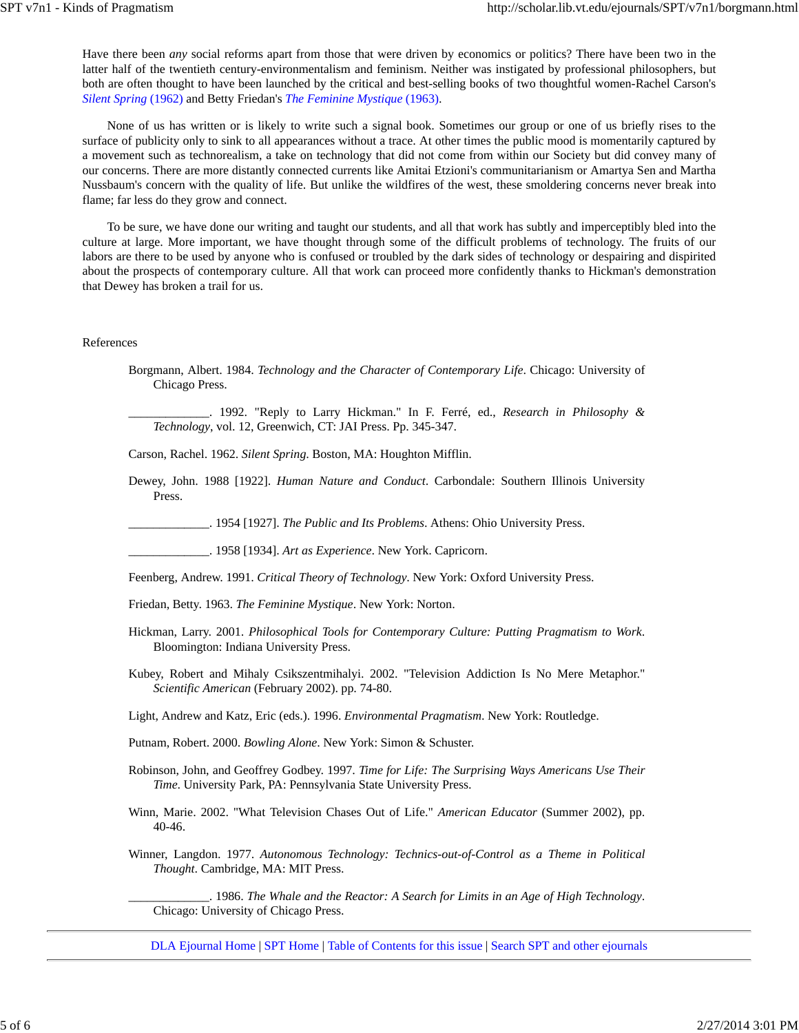Have there been *any* social reforms apart from those that were driven by economics or politics? There have been two in the latter half of the twentieth century-environmentalism and feminism. Neither was instigated by professional philosophers, but both are often thought to have been launched by the critical and best-selling books of two thoughtful women-Rachel Carson's *Silent Spring* (1962) and Betty Friedan's *The Feminine Mystique* (1963).

None of us has written or is likely to write such a signal book. Sometimes our group or one of us briefly rises to the surface of publicity only to sink to all appearances without a trace. At other times the public mood is momentarily captured by a movement such as technorealism, a take on technology that did not come from within our Society but did convey many of our concerns. There are more distantly connected currents like Amitai Etzioni's communitarianism or Amartya Sen and Martha Nussbaum's concern with the quality of life. But unlike the wildfires of the west, these smoldering concerns never break into flame; far less do they grow and connect.

To be sure, we have done our writing and taught our students, and all that work has subtly and imperceptibly bled into the culture at large. More important, we have thought through some of the difficult problems of technology. The fruits of our labors are there to be used by anyone who is confused or troubled by the dark sides of technology or despairing and dispirited about the prospects of contemporary culture. All that work can proceed more confidently thanks to Hickman's demonstration that Dewey has broken a trail for us.

References

Borgmann, Albert. 1984. *Technology and the Character of Contemporary Life*. Chicago: University of Chicago Press.

_____________. 1992. "Reply to Larry Hickman." In F. Ferré, ed., *Research in Philosophy & Technology*, vol. 12, Greenwich, CT: JAI Press. Pp. 345-347.

Carson, Rachel. 1962. *Silent Spring*. Boston, MA: Houghton Mifflin.

Dewey, John. 1988 [1922]. *Human Nature and Conduct*. Carbondale: Southern Illinois University Press.

_____________. 1954 [1927]. *The Public and Its Problems*. Athens: Ohio University Press.

_____________. 1958 [1934]. *Art as Experience*. New York. Capricorn.

Feenberg, Andrew. 1991. *Critical Theory of Technology*. New York: Oxford University Press.

Friedan, Betty. 1963. *The Feminine Mystique*. New York: Norton.

Hickman, Larry. 2001. *Philosophical Tools for Contemporary Culture: Putting Pragmatism to Work*. Bloomington: Indiana University Press.

Kubey, Robert and Mihaly Csikszentmihalyi. 2002. "Television Addiction Is No Mere Metaphor." *Scientific American* (February 2002). pp. 74-80.

Light, Andrew and Katz, Eric (eds.). 1996. *Environmental Pragmatism*. New York: Routledge.

Putnam, Robert. 2000. *Bowling Alone*. New York: Simon & Schuster.

Robinson, John, and Geoffrey Godbey. 1997. *Time for Life: The Surprising Ways Americans Use Their Time*. University Park, PA: Pennsylvania State University Press.

Winn, Marie. 2002. "What Television Chases Out of Life." *American Educator* (Summer 2002), pp. 40-46.

Winner, Langdon. 1977. *Autonomous Technology: Technics-out-of-Control as a Theme in Political Thought*. Cambridge, MA: MIT Press.

_____________. 1986. *The Whale and the Reactor: A Search for Limits in an Age of High Technology*. Chicago: University of Chicago Press.

DLA Ejournal Home | SPT Home | Table of Contents for this issue | Search SPT and other ejournals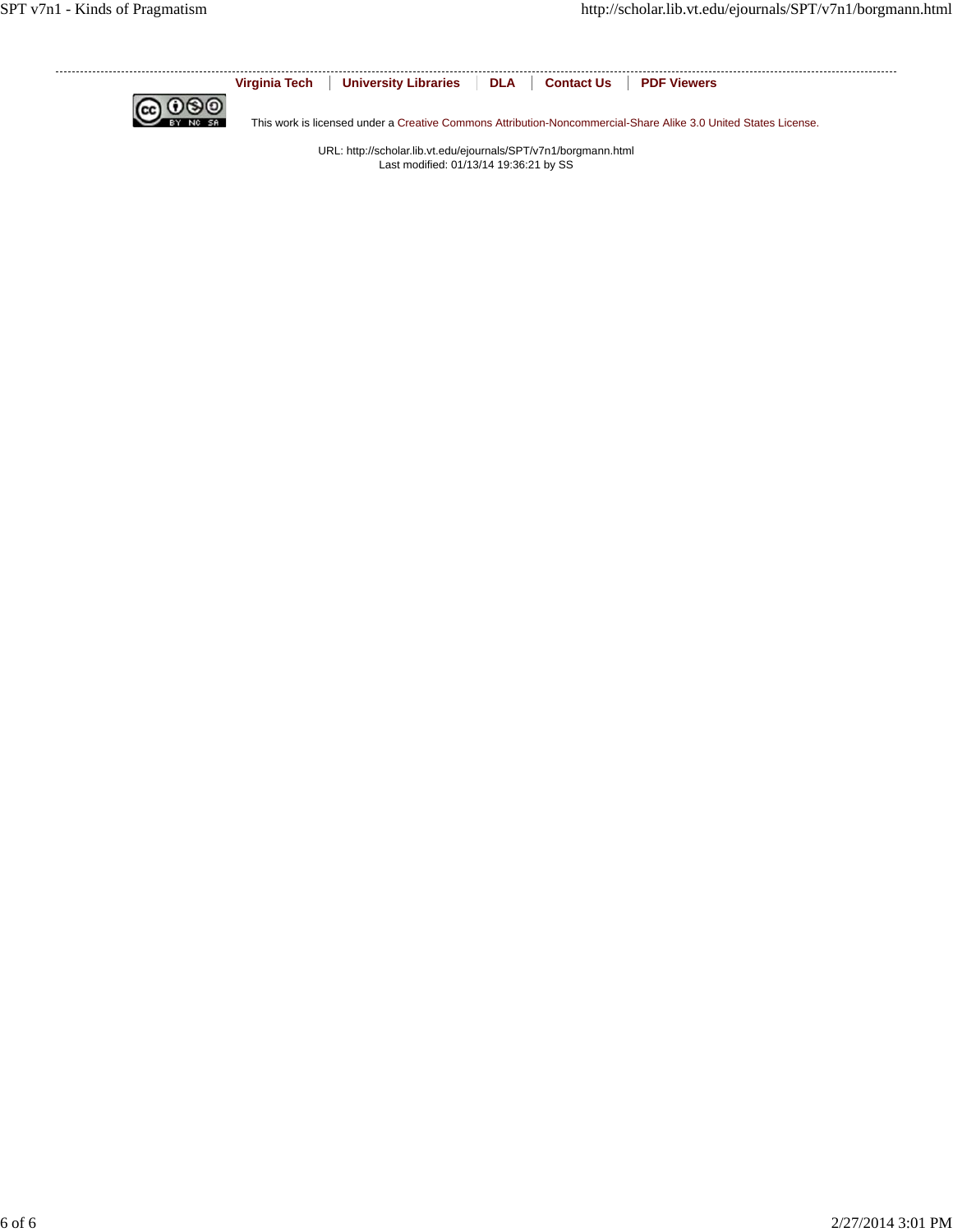Virginia Tech | University Libraries | DLA | Contact Us | PDF Viewers

This work is licensed under a Creative Commons Attribution-Noncommercial-Share Alike 3.0 United States License.

URL: http://scholar.lib.vt.edu/ejournals/SPT/v7n1/borgmann.html
Last modified: 01/13/14 19:36:21 by SS